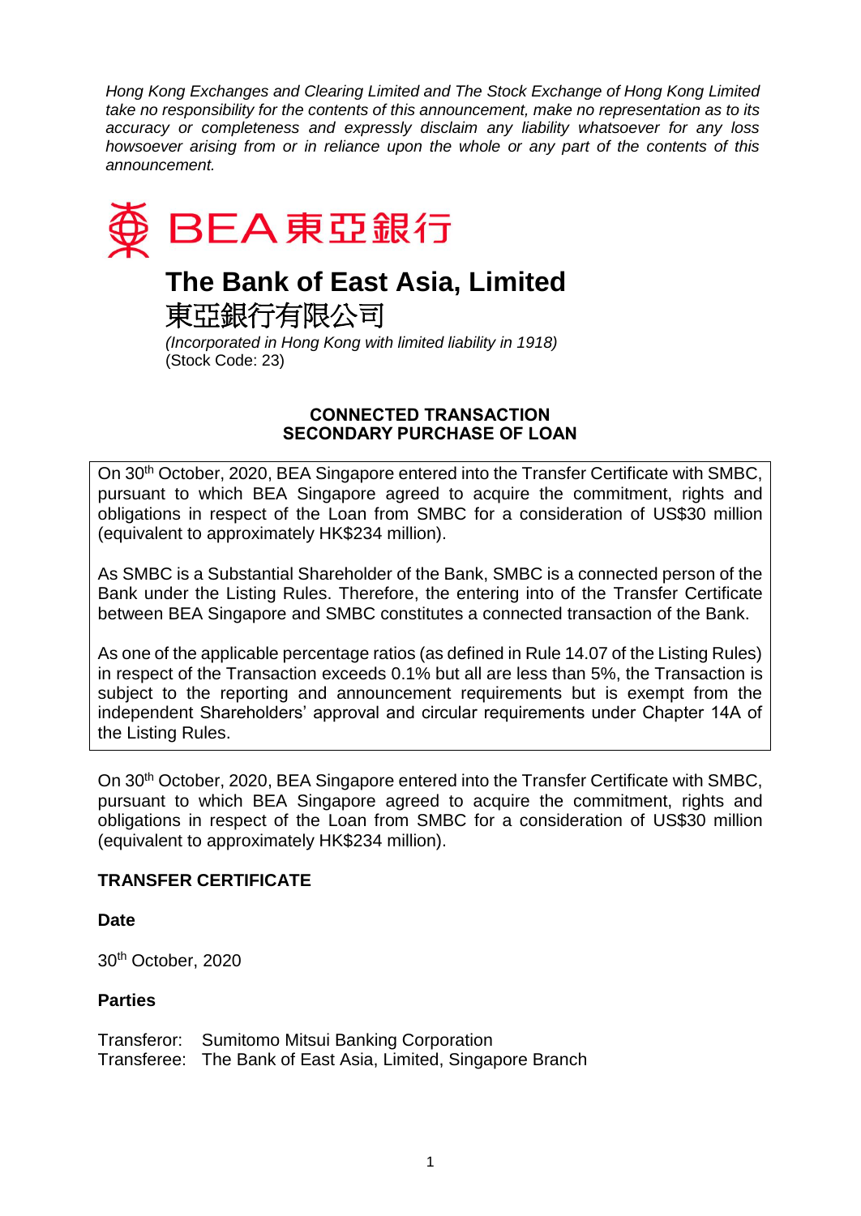*Hong Kong Exchanges and Clearing Limited and The Stock Exchange of Hong Kong Limited take no responsibility for the contents of this announcement, make no representation as to its accuracy or completeness and expressly disclaim any liability whatsoever for any loss howsoever arising from or in reliance upon the whole or any part of the contents of this announcement.*

BEA 東亞銀行

# The Bank of East Asia, Limited
# 東亞銀行有限公司

*(Incorporated in Hong Kong with limited liability in 1918)*
(Stock Code: 23)

## CONNECTED TRANSACTION
## SECONDARY PURCHASE OF LOAN

On 30th October, 2020, BEA Singapore entered into the Transfer Certificate with SMBC, pursuant to which BEA Singapore agreed to acquire the commitment, rights and obligations in respect of the Loan from SMBC for a consideration of US$30 million (equivalent to approximately HK$234 million).

As SMBC is a Substantial Shareholder of the Bank, SMBC is a connected person of the Bank under the Listing Rules. Therefore, the entering into of the Transfer Certificate between BEA Singapore and SMBC constitutes a connected transaction of the Bank.

As one of the applicable percentage ratios (as defined in Rule 14.07 of the Listing Rules) in respect of the Transaction exceeds 0.1% but all are less than 5%, the Transaction is subject to the reporting and announcement requirements but is exempt from the independent Shareholders' approval and circular requirements under Chapter 14A of the Listing Rules.

On 30th October, 2020, BEA Singapore entered into the Transfer Certificate with SMBC, pursuant to which BEA Singapore agreed to acquire the commitment, rights and obligations in respect of the Loan from SMBC for a consideration of US$30 million (equivalent to approximately HK$234 million).

### TRANSFER CERTIFICATE

**Date**

30th October, 2020

**Parties**

Transferor: Sumitomo Mitsui Banking Corporation
Transferee: The Bank of East Asia, Limited, Singapore Branch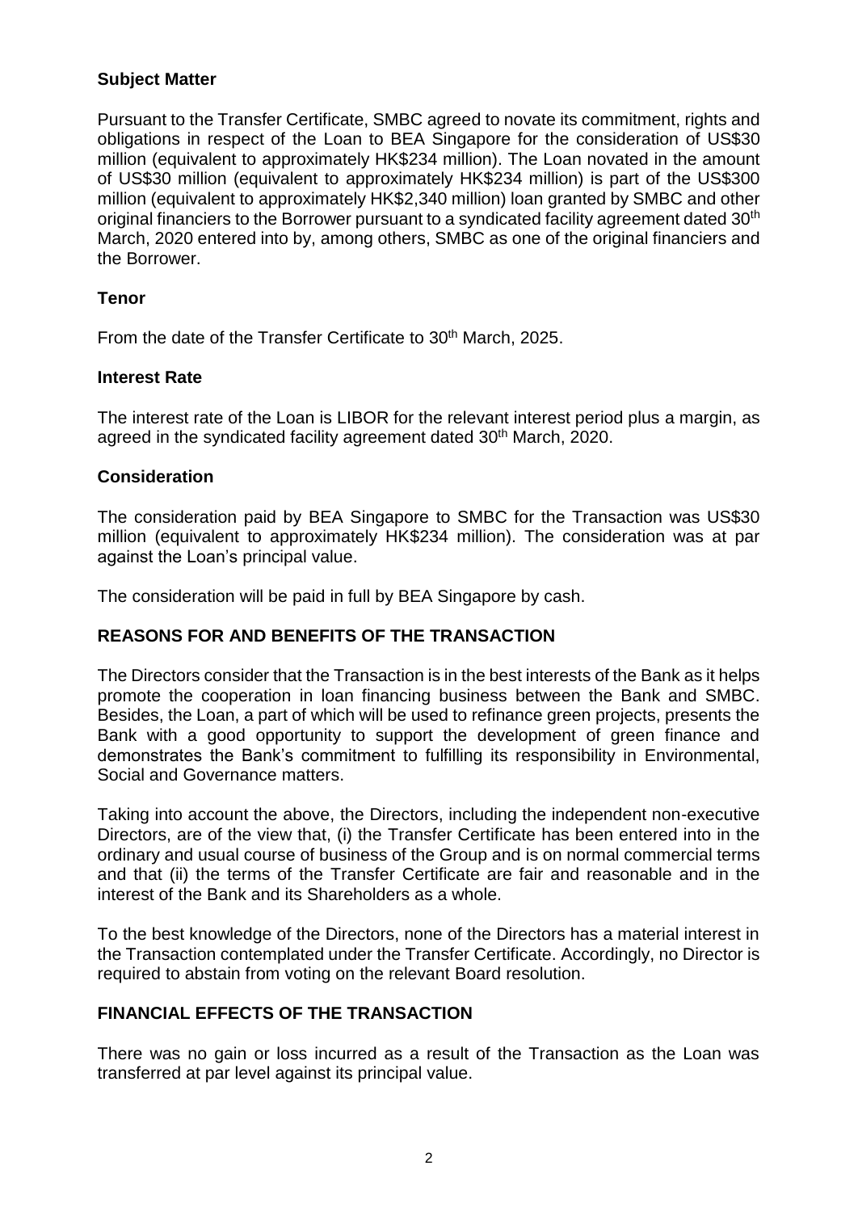**Subject Matter**

Pursuant to the Transfer Certificate, SMBC agreed to novate its commitment, rights and obligations in respect of the Loan to BEA Singapore for the consideration of US$30 million (equivalent to approximately HK$234 million). The Loan novated in the amount of US$30 million (equivalent to approximately HK$234 million) is part of the US$300 million (equivalent to approximately HK$2,340 million) loan granted by SMBC and other original financiers to the Borrower pursuant to a syndicated facility agreement dated 30th March, 2020 entered into by, among others, SMBC as one of the original financiers and the Borrower.

**Tenor**

From the date of the Transfer Certificate to 30th March, 2025.

**Interest Rate**

The interest rate of the Loan is LIBOR for the relevant interest period plus a margin, as agreed in the syndicated facility agreement dated 30th March, 2020.

**Consideration**

The consideration paid by BEA Singapore to SMBC for the Transaction was US$30 million (equivalent to approximately HK$234 million). The consideration was at par against the Loan's principal value.

The consideration will be paid in full by BEA Singapore by cash.

## REASONS FOR AND BENEFITS OF THE TRANSACTION

The Directors consider that the Transaction is in the best interests of the Bank as it helps promote the cooperation in loan financing business between the Bank and SMBC. Besides, the Loan, a part of which will be used to refinance green projects, presents the Bank with a good opportunity to support the development of green finance and demonstrates the Bank's commitment to fulfilling its responsibility in Environmental, Social and Governance matters.

Taking into account the above, the Directors, including the independent non-executive Directors, are of the view that, (i) the Transfer Certificate has been entered into in the ordinary and usual course of business of the Group and is on normal commercial terms and that (ii) the terms of the Transfer Certificate are fair and reasonable and in the interest of the Bank and its Shareholders as a whole.

To the best knowledge of the Directors, none of the Directors has a material interest in the Transaction contemplated under the Transfer Certificate. Accordingly, no Director is required to abstain from voting on the relevant Board resolution.

## FINANCIAL EFFECTS OF THE TRANSACTION

There was no gain or loss incurred as a result of the Transaction as the Loan was transferred at par level against its principal value.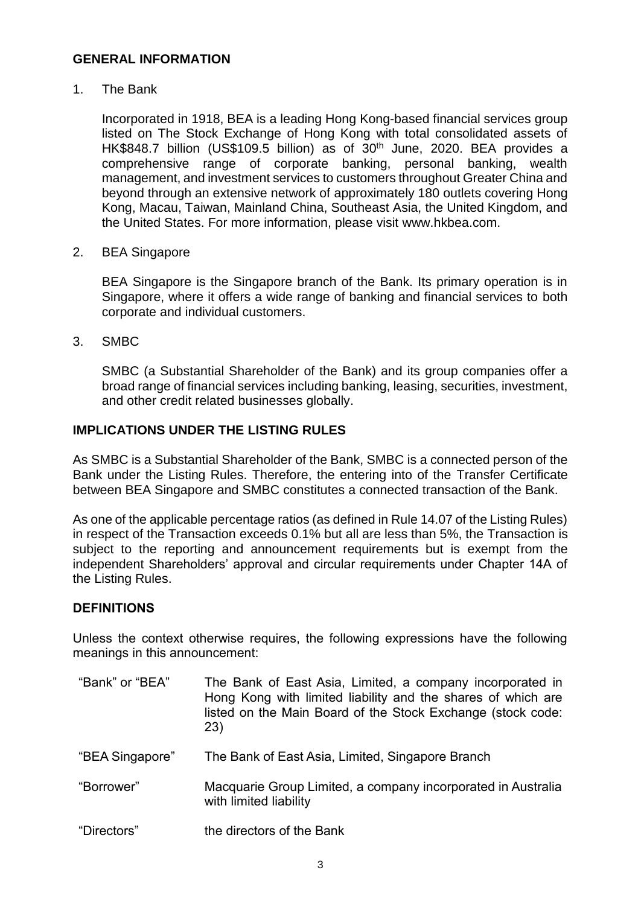## GENERAL INFORMATION

1. The Bank

   Incorporated in 1918, BEA is a leading Hong Kong-based financial services group listed on The Stock Exchange of Hong Kong with total consolidated assets of HK$848.7 billion (US$109.5 billion) as of 30th June, 2020. BEA provides a comprehensive range of corporate banking, personal banking, wealth management, and investment services to customers throughout Greater China and beyond through an extensive network of approximately 180 outlets covering Hong Kong, Macau, Taiwan, Mainland China, Southeast Asia, the United Kingdom, and the United States. For more information, please visit www.hkbea.com.

2. BEA Singapore

   BEA Singapore is the Singapore branch of the Bank. Its primary operation is in Singapore, where it offers a wide range of banking and financial services to both corporate and individual customers.

3. SMBC

   SMBC (a Substantial Shareholder of the Bank) and its group companies offer a broad range of financial services including banking, leasing, securities, investment, and other credit related businesses globally.

## IMPLICATIONS UNDER THE LISTING RULES

As SMBC is a Substantial Shareholder of the Bank, SMBC is a connected person of the Bank under the Listing Rules. Therefore, the entering into of the Transfer Certificate between BEA Singapore and SMBC constitutes a connected transaction of the Bank.

As one of the applicable percentage ratios (as defined in Rule 14.07 of the Listing Rules) in respect of the Transaction exceeds 0.1% but all are less than 5%, the Transaction is subject to the reporting and announcement requirements but is exempt from the independent Shareholders' approval and circular requirements under Chapter 14A of the Listing Rules.

## DEFINITIONS

Unless the context otherwise requires, the following expressions have the following meanings in this announcement:

| | |
|---|---|
| "Bank" or "BEA" | The Bank of East Asia, Limited, a company incorporated in Hong Kong with limited liability and the shares of which are listed on the Main Board of the Stock Exchange (stock code: 23) |
| "BEA Singapore" | The Bank of East Asia, Limited, Singapore Branch |
| "Borrower" | Macquarie Group Limited, a company incorporated in Australia with limited liability |
| "Directors" | the directors of the Bank |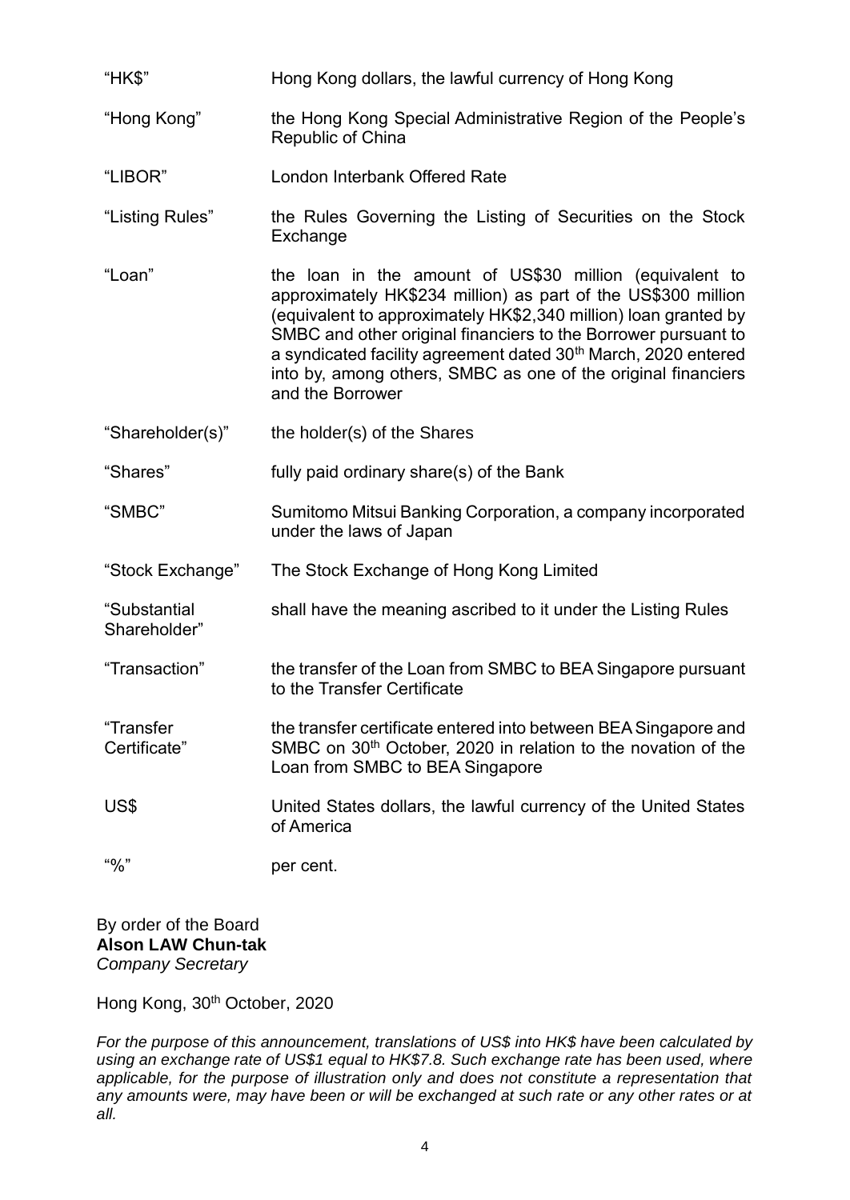| | |
|---|---|
| "HK$" | Hong Kong dollars, the lawful currency of Hong Kong |
| "Hong Kong" | the Hong Kong Special Administrative Region of the People's Republic of China |
| "LIBOR" | London Interbank Offered Rate |
| "Listing Rules" | the Rules Governing the Listing of Securities on the Stock Exchange |
| "Loan" | the loan in the amount of US$30 million (equivalent to approximately HK$234 million) as part of the US$300 million (equivalent to approximately HK$2,340 million) loan granted by SMBC and other original financiers to the Borrower pursuant to a syndicated facility agreement dated 30th March, 2020 entered into by, among others, SMBC as one of the original financiers and the Borrower |
| "Shareholder(s)" | the holder(s) of the Shares |
| "Shares" | fully paid ordinary share(s) of the Bank |
| "SMBC" | Sumitomo Mitsui Banking Corporation, a company incorporated under the laws of Japan |
| "Stock Exchange" | The Stock Exchange of Hong Kong Limited |
| "Substantial Shareholder" | shall have the meaning ascribed to it under the Listing Rules |
| "Transaction" | the transfer of the Loan from SMBC to BEA Singapore pursuant to the Transfer Certificate |
| "Transfer Certificate" | the transfer certificate entered into between BEA Singapore and SMBC on 30th October, 2020 in relation to the novation of the Loan from SMBC to BEA Singapore |
| US$ | United States dollars, the lawful currency of the United States of America |
| "%" | per cent. |

By order of the Board
**Alson LAW Chun-tak**
*Company Secretary*

Hong Kong, 30th October, 2020

*For the purpose of this announcement, translations of US$ into HK$ have been calculated by using an exchange rate of US$1 equal to HK$7.8. Such exchange rate has been used, where applicable, for the purpose of illustration only and does not constitute a representation that any amounts were, may have been or will be exchanged at such rate or any other rates or at all.*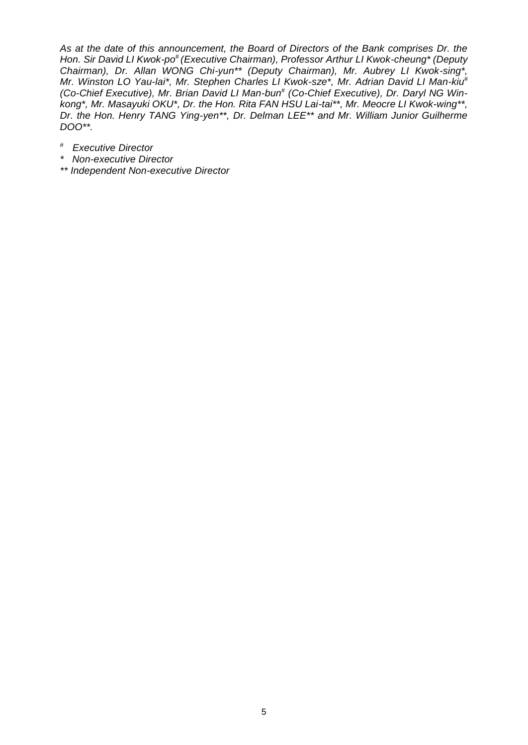*As at the date of this announcement, the Board of Directors of the Bank comprises Dr. the Hon. Sir David LI Kwok-po# (Executive Chairman), Professor Arthur LI Kwok-cheung* (Deputy Chairman), Dr. Allan WONG Chi-yun** (Deputy Chairman), Mr. Aubrey LI Kwok-sing*, Mr. Winston LO Yau-lai*, Mr. Stephen Charles LI Kwok-sze*, Mr. Adrian David LI Man-kiu# (Co-Chief Executive), Mr. Brian David LI Man-bun# (Co-Chief Executive), Dr. Daryl NG Win-kong*, Mr. Masayuki OKU*, Dr. the Hon. Rita FAN HSU Lai-tai**, Mr. Meocre LI Kwok-wing**, Dr. the Hon. Henry TANG Ying-yen**, Dr. Delman LEE** and Mr. William Junior Guilherme DOO**.*

*# Executive Director*

*\* Non-executive Director*

*\*\* Independent Non-executive Director*